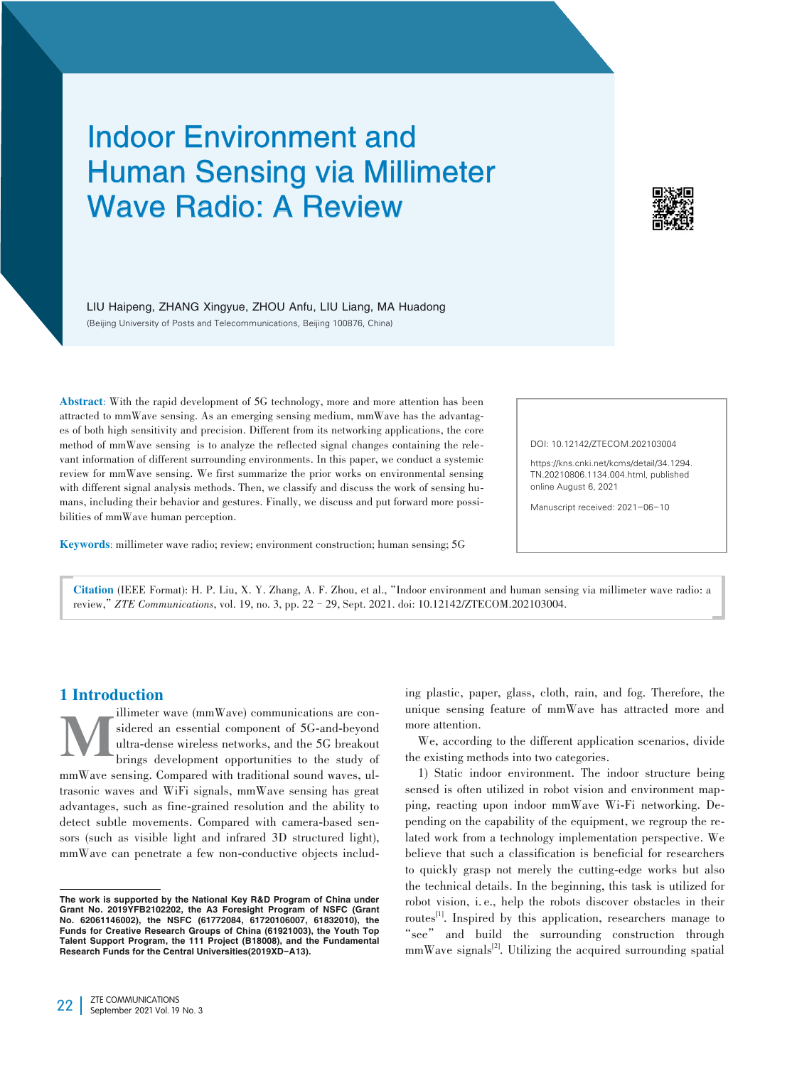# Indoor Environment and Human Sensing via Millimeter Wave Radio: A Review

LIU Haipeng, ZHANG Xingyue, ZHOU Anfu, LIU Liang, MA Huadong

(Beijing University of Posts and Telecommunications, Beijing 100876, China)

**Abstract**: With the rapid development of 5G technology, more and more attention has been attracted to mmWave sensing. As an emerging sensing medium, mmWave has the advantages of both high sensitivity and precision. Different from its networking applications, the core method of mmWave sensing is to analyze the reflected signal changes containing the relevant information of different surrounding environments. In this paper, we conduct a systemic review for mmWave sensing. We first summarize the prior works on environmental sensing with different signal analysis methods. Then, we classify and discuss the work of sensing humans, including their behavior and gestures. Finally, we discuss and put forward more possibilities of mmWave human perception.

**Keywords**: millimeter wave radio; review; environment construction; human sensing; 5G

DOI: 10.12142/ZTECOM.202103004

https://kns.cnki.net/kcms/detail/34.1294.TN.20210806.1134.004.html, published online August 6, 2021

Manuscript received: 2021-06-10

**Citation** (IEEE Format): H. P. Liu, X. Y. Zhang, A. F. Zhou, et al., "Indoor environment and human sensing via millimeter wave radio: a review," *ZTE Communications*, vol. 19, no. 3, pp. 22–29, Sept. 2021. doi: 10.12142/ZTECOM.202103004.

## 1 Introduction

Millimeter wave (mmWave) communications are considered an essential component of 5G-and-beyond ultra-dense wireless networks, and the 5G breakout brings development opportunities to the study of mmWave sensing. Compared with traditional sound waves, ultrasonic waves and WiFi signals, mmWave sensing has great advantages, such as fine-grained resolution and the ability to detect subtle movements. Compared with camera-based sensors (such as visible light and infrared 3D structured light), mmWave can penetrate a few non-conductive objects including plastic, paper, glass, cloth, rain, and fog. Therefore, the unique sensing feature of mmWave has attracted more and more attention.

We, according to the different application scenarios, divide the existing methods into two categories.

1) Static indoor environment. The indoor structure being sensed is often utilized in robot vision and environment mapping, reacting upon indoor mmWave Wi-Fi networking. Depending on the capability of the equipment, we regroup the related work from a technology implementation perspective. We believe that such a classification is beneficial for researchers to quickly grasp not merely the cutting-edge works but also the technical details. In the beginning, this task is utilized for robot vision, i.e., help the robots discover obstacles in their routes[1]. Inspired by this application, researchers manage to "see" and build the surrounding construction through mmWave signals[2]. Utilizing the acquired surrounding spatial

The work is supported by the National Key R&D Program of China under Grant No. 2019YFB2102202, the A3 Foresight Program of NSFC (Grant No. 62061146002), the NSFC (61772084, 61720106007, 61832010), the Funds for Creative Research Groups of China (61921003), the Youth Top Talent Support Program, the 111 Project (B18008), and the Fundamental Research Funds for the Central Universities(2019XD-A13).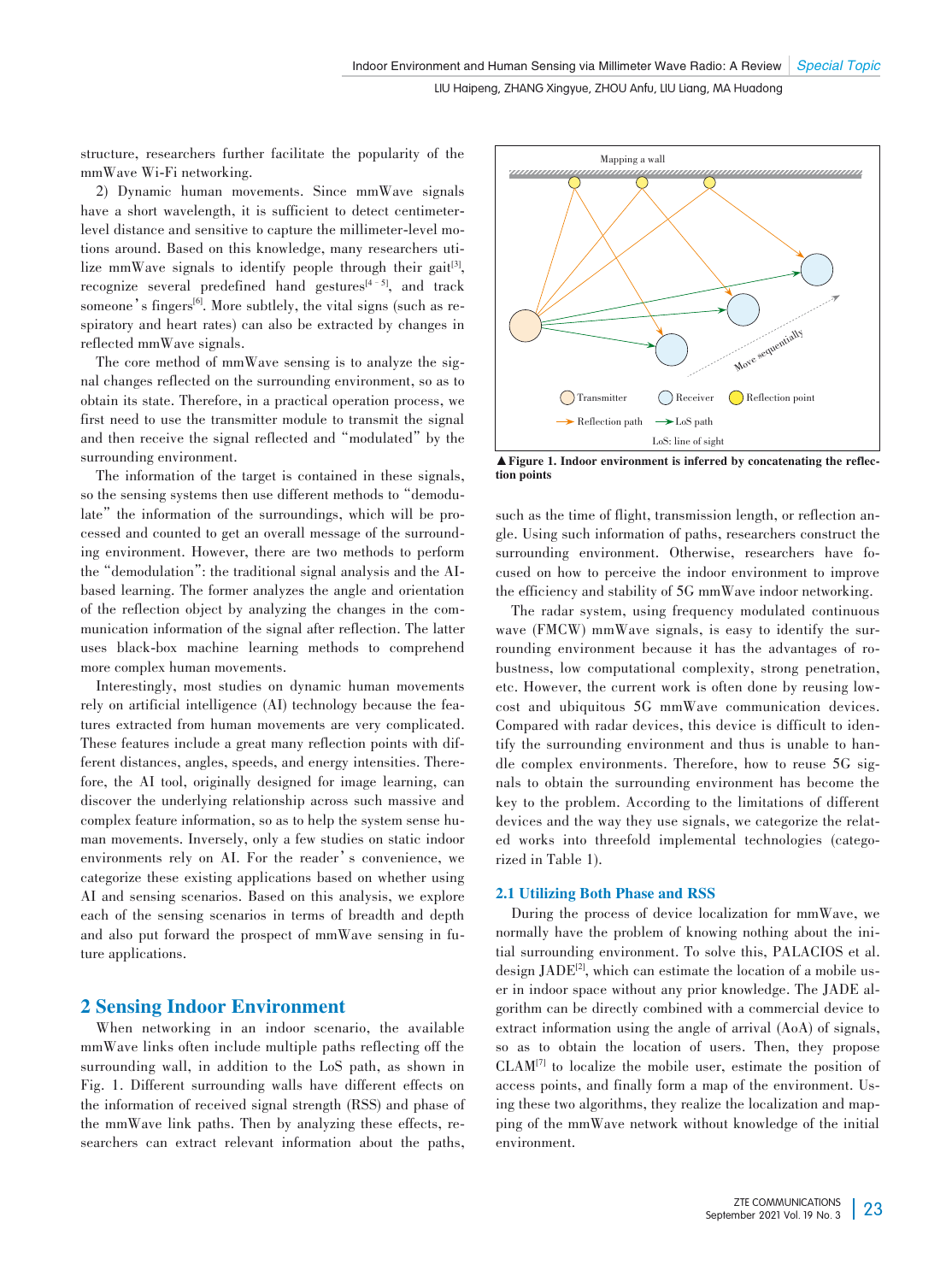structure, researchers further facilitate the popularity of the mmWave Wi-Fi networking.

2) Dynamic human movements. Since mmWave signals have a short wavelength, it is sufficient to detect centimeter-level distance and sensitive to capture the millimeter-level motions around. Based on this knowledge, many researchers utilize mmWave signals to identify people through their gait[3], recognize several predefined hand gestures[4–5], and track someone's fingers[6]. More subtlely, the vital signs (such as respiratory and heart rates) can also be extracted by changes in reflected mmWave signals.

The core method of mmWave sensing is to analyze the signal changes reflected on the surrounding environment, so as to obtain its state. Therefore, in a practical operation process, we first need to use the transmitter module to transmit the signal and then receive the signal reflected and "modulated" by the surrounding environment.

The information of the target is contained in these signals, so the sensing systems then use different methods to "demodulate" the information of the surroundings, which will be processed and counted to get an overall message of the surrounding environment. However, there are two methods to perform the "demodulation": the traditional signal analysis and the AI-based learning. The former analyzes the angle and orientation of the reflection object by analyzing the changes in the communication information of the signal after reflection. The latter uses black-box machine learning methods to comprehend more complex human movements.

Interestingly, most studies on dynamic human movements rely on artificial intelligence (AI) technology because the features extracted from human movements are very complicated. These features include a great many reflection points with different distances, angles, speeds, and energy intensities. Therefore, the AI tool, originally designed for image learning, can discover the underlying relationship across such massive and complex feature information, so as to help the system sense human movements. Inversely, only a few studies on static indoor environments rely on AI. For the reader's convenience, we categorize these existing applications based on whether using AI and sensing scenarios. Based on this analysis, we explore each of the sensing scenarios in terms of breadth and depth and also put forward the prospect of mmWave sensing in future applications.

## 2 Sensing Indoor Environment

When networking in an indoor scenario, the available mmWave links often include multiple paths reflecting off the surrounding wall, in addition to the LoS path, as shown in Fig. 1. Different surrounding walls have different effects on the information of received signal strength (RSS) and phase of the mmWave link paths. Then by analyzing these effects, researchers can extract relevant information about the paths, such as the time of flight, transmission length, or reflection angle. Using such information of paths, researchers construct the surrounding environment. Otherwise, researchers have focused on how to perceive the indoor environment to improve the efficiency and stability of 5G mmWave indoor networking.

▲Figure 1. Indoor environment is inferred by concatenating the reflection points

The radar system, using frequency modulated continuous wave (FMCW) mmWave signals, is easy to identify the surrounding environment because it has the advantages of robustness, low computational complexity, strong penetration, etc. However, the current work is often done by reusing low-cost and ubiquitous 5G mmWave communication devices. Compared with radar devices, this device is difficult to identify the surrounding environment and thus is unable to handle complex environments. Therefore, how to reuse 5G signals to obtain the surrounding environment has become the key to the problem. According to the limitations of different devices and the way they use signals, we categorize the related works into threefold implemental technologies (categorized in Table 1).

### 2.1 Utilizing Both Phase and RSS

During the process of device localization for mmWave, we normally have the problem of knowing nothing about the initial surrounding environment. To solve this, PALACIOS et al. design JADE[2], which can estimate the location of a mobile user in indoor space without any prior knowledge. The JADE algorithm can be directly combined with a commercial device to extract information using the angle of arrival (AoA) of signals, so as to obtain the location of users. Then, they propose CLAM[7] to localize the mobile user, estimate the position of access points, and finally form a map of the environment. Using these two algorithms, they realize the localization and mapping of the mmWave network without knowledge of the initial environment.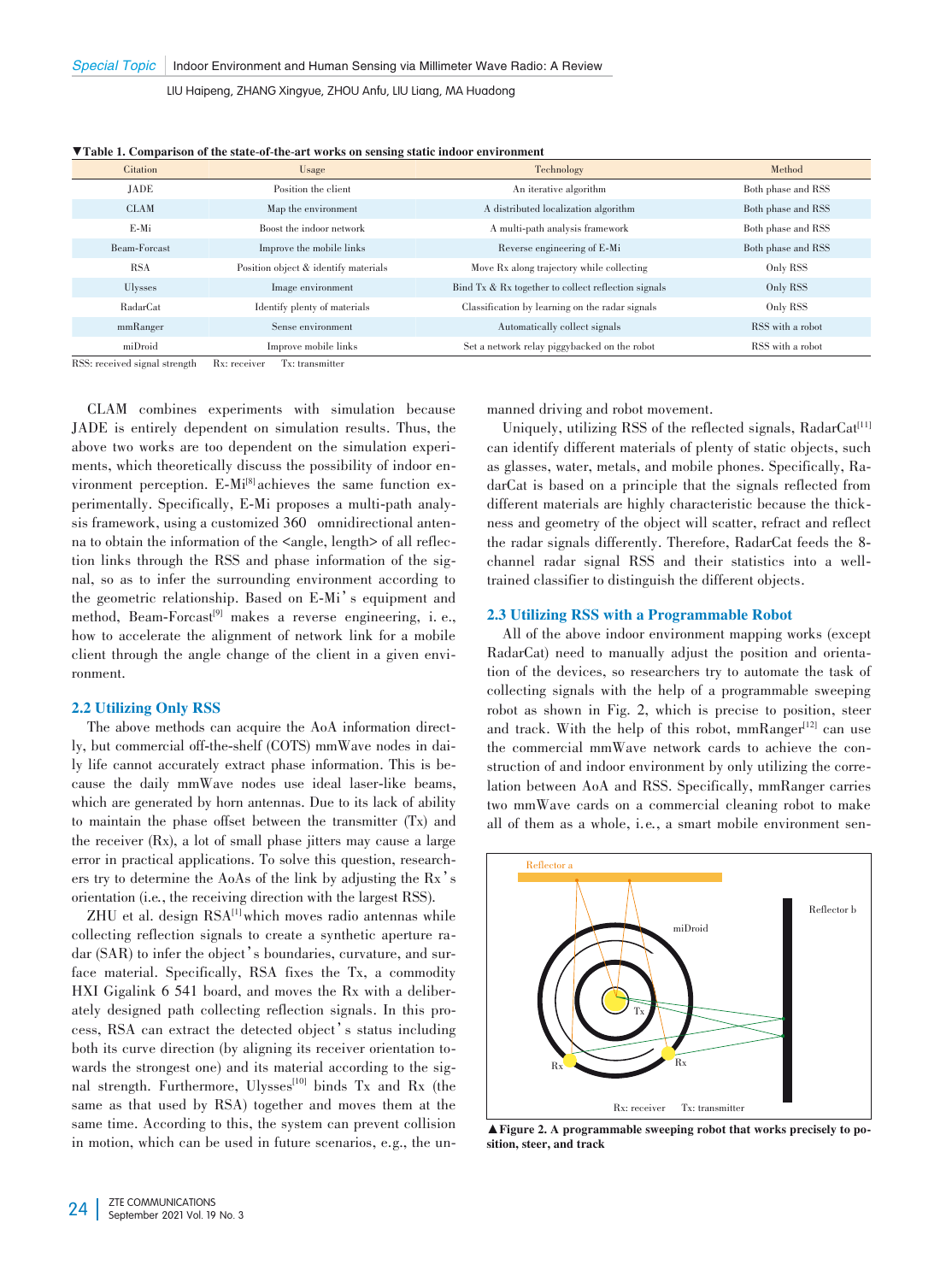▼**Table 1. Comparison of the state-of-the-art works on sensing static indoor environment**

| Citation | Usage | Technology | Method |
|---|---|---|---|
| JADE | Position the client | An iterative algorithm | Both phase and RSS |
| CLAM | Map the environment | A distributed localization algorithm | Both phase and RSS |
| E-Mi | Boost the indoor network | A multi-path analysis framework | Both phase and RSS |
| Beam-Forcast | Improve the mobile links | Reverse engineering of E-Mi | Both phase and RSS |
| RSA | Position object & identify materials | Move Rx along trajectory while collecting | Only RSS |
| Ulysses | Image environment | Bind Tx & Rx together to collect reflection signals | Only RSS |
| RadarCat | Identify plenty of materials | Classification by learning on the radar signals | Only RSS |
| mmRanger | Sense environment | Automatically collect signals | RSS with a robot |
| miDroid | Improve mobile links | Set a network relay piggybacked on the robot | RSS with a robot |

RSS: received signal strength  Rx: receiver  Tx: transmitter

CLAM combines experiments with simulation because JADE is entirely dependent on simulation results. Thus, the above two works are too dependent on the simulation experiments, which theoretically discuss the possibility of indoor environment perception. E-Mi[8] achieves the same function experimentally. Specifically, E-Mi proposes a multi-path analysis framework, using a customized 360° omnidirectional antenna to obtain the information of the <angle, length> of all reflection links through the RSS and phase information of the signal, so as to infer the surrounding environment according to the geometric relationship. Based on E-Mi's equipment and method, Beam-Forcast[9] makes a reverse engineering, i. e., how to accelerate the alignment of network link for a mobile client through the angle change of the client in a given environment.

### 2.2 Utilizing Only RSS

The above methods can acquire the AoA information directly, but commercial off-the-shelf (COTS) mmWave nodes in daily life cannot accurately extract phase information. This is because the daily mmWave nodes use ideal laser-like beams, which are generated by horn antennas. Due to its lack of ability to maintain the phase offset between the transmitter (Tx) and the receiver (Rx), a lot of small phase jitters may cause a large error in practical applications. To solve this question, researchers try to determine the AoAs of the link by adjusting the Rx's orientation (i.e., the receiving direction with the largest RSS).

ZHU et al. design RSA[1] which moves radio antennas while collecting reflection signals to create a synthetic aperture radar (SAR) to infer the object's boundaries, curvature, and surface material. Specifically, RSA fixes the Tx, a commodity HXI Gigalink 6 541 board, and moves the Rx with a deliberately designed path collecting reflection signals. In this process, RSA can extract the detected object's status including both its curve direction (by aligning its receiver orientation towards the strongest one) and its material according to the signal strength. Furthermore, Ulysses[10] binds Tx and Rx (the same as that used by RSA) together and moves them at the same time. According to this, the system can prevent collision in motion, which can be used in future scenarios, e.g., the unmanned driving and robot movement.

Uniquely, utilizing RSS of the reflected signals, RadarCat[11] can identify different materials of plenty of static objects, such as glasses, water, metals, and mobile phones. Specifically, RadarCat is based on a principle that the signals reflected from different materials are highly characteristic because the thickness and geometry of the object will scatter, refract and reflect the radar signals differently. Therefore, RadarCat feeds the 8-channel radar signal RSS and their statistics into a well-trained classifier to distinguish the different objects.

### 2.3 Utilizing RSS with a Programmable Robot

All of the above indoor environment mapping works (except RadarCat) need to manually adjust the position and orientation of the devices, so researchers try to automate the task of collecting signals with the help of a programmable sweeping robot as shown in Fig. 2, which is precise to position, steer and track. With the help of this robot, mmRanger[12] can use the commercial mmWave network cards to achieve the construction of and indoor environment by only utilizing the correlation between AoA and RSS. Specifically, mmRanger carries two mmWave cards on a commercial cleaning robot to make all of them as a whole, i.e., a smart mobile environment sen-

▲**Figure 2. A programmable sweeping robot that works precisely to position, steer, and track**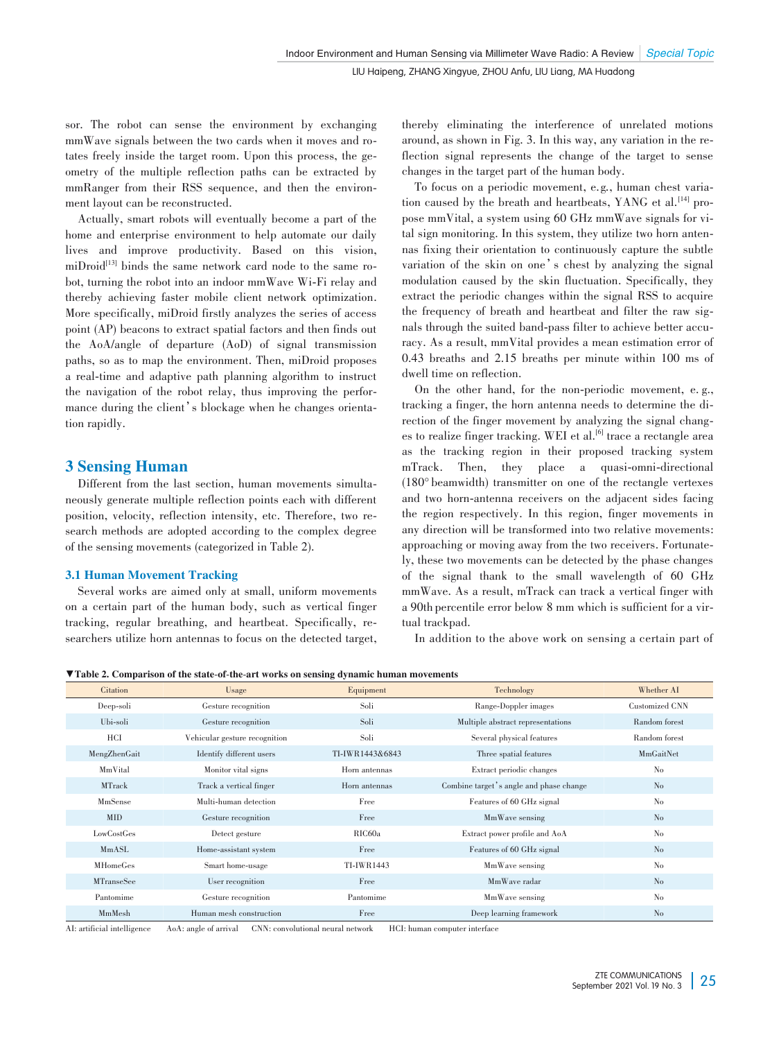sor. The robot can sense the environment by exchanging mmWave signals between the two cards when it moves and rotates freely inside the target room. Upon this process, the geometry of the multiple reflection paths can be extracted by mmRanger from their RSS sequence, and then the environment layout can be reconstructed.

Actually, smart robots will eventually become a part of the home and enterprise environment to help automate our daily lives and improve productivity. Based on this vision, miDroid[13] binds the same network card node to the same robot, turning the robot into an indoor mmWave Wi-Fi relay and thereby achieving faster mobile client network optimization. More specifically, miDroid firstly analyzes the series of access point (AP) beacons to extract spatial factors and then finds out the AoA/angle of departure (AoD) of signal transmission paths, so as to map the environment. Then, miDroid proposes a real-time and adaptive path planning algorithm to instruct the navigation of the robot relay, thus improving the performance during the client's blockage when he changes orientation rapidly.

## 3 Sensing Human

Different from the last section, human movements simultaneously generate multiple reflection points each with different position, velocity, reflection intensity, etc. Therefore, two research methods are adopted according to the complex degree of the sensing movements (categorized in Table 2).

### 3.1 Human Movement Tracking

Several works are aimed only at small, uniform movements on a certain part of the human body, such as vertical finger tracking, regular breathing, and heartbeat. Specifically, researchers utilize horn antennas to focus on the detected target, thereby eliminating the interference of unrelated motions around, as shown in Fig. 3. In this way, any variation in the reflection signal represents the change of the target to sense changes in the target part of the human body.

To focus on a periodic movement, e.g., human chest variation caused by the breath and heartbeats, YANG et al.[14] propose mmVital, a system using 60 GHz mmWave signals for vital sign monitoring. In this system, they utilize two horn antennas fixing their orientation to continuously capture the subtle variation of the skin on one's chest by analyzing the signal modulation caused by the skin fluctuation. Specifically, they extract the periodic changes within the signal RSS to acquire the frequency of breath and heartbeat and filter the raw signals through the suited band-pass filter to achieve better accuracy. As a result, mmVital provides a mean estimation error of 0.43 breaths and 2.15 breaths per minute within 100 ms of dwell time on reflection.

On the other hand, for the non-periodic movement, e. g., tracking a finger, the horn antenna needs to determine the direction of the finger movement by analyzing the signal changes to realize finger tracking. WEI et al.[6] trace a rectangle area as the tracking region in their proposed tracking system mTrack. Then, they place a quasi-omni-directional (180° beamwidth) transmitter on one of the rectangle vertexes and two horn-antenna receivers on the adjacent sides facing the region respectively. In this region, finger movements in any direction will be transformed into two relative movements: approaching or moving away from the two receivers. Fortunately, these two movements can be detected by the phase changes of the signal thank to the small wavelength of 60 GHz mmWave. As a result, mTrack can track a vertical finger with a 90th percentile error below 8 mm which is sufficient for a virtual trackpad.

In addition to the above work on sensing a certain part of

**▼Table 2. Comparison of the state-of-the-art works on sensing dynamic human movements**

| Citation | Usage | Equipment | Technology | Whether AI |
|---|---|---|---|---|
| Deep-soli | Gesture recognition | Soli | Range-Doppler images | Customized CNN |
| Ubi-soli | Gesture recognition | Soli | Multiple abstract representations | Random forest |
| HCI | Vehicular gesture recognition | Soli | Several physical features | Random forest |
| MengZhenGait | Identify different users | TI-IWR1443&6843 | Three spatial features | MmGaitNet |
| MmVital | Monitor vital signs | Horn antennas | Extract periodic changes | No |
| MTrack | Track a vertical finger | Horn antennas | Combine target's angle and phase change | No |
| MmSense | Multi-human detection | Free | Features of 60 GHz signal | No |
| MID | Gesture recognition | Free | MmWave sensing | No |
| LowCostGes | Detect gesture | RIC60a | Extract power profile and AoA | No |
| MmASL | Home-assistant system | Free | Features of 60 GHz signal | No |
| MHomeGes | Smart home-usage | TI-IWR1443 | MmWave sensing | No |
| MTranseSee | User recognition | Free | MmWave radar | No |
| Pantomime | Gesture recognition | Pantomime | MmWave sensing | No |
| MmMesh | Human mesh construction | Free | Deep learning framework | No |

AI: artificial intelligence  AoA: angle of arrival  CNN: convolutional neural network  HCI: human computer interface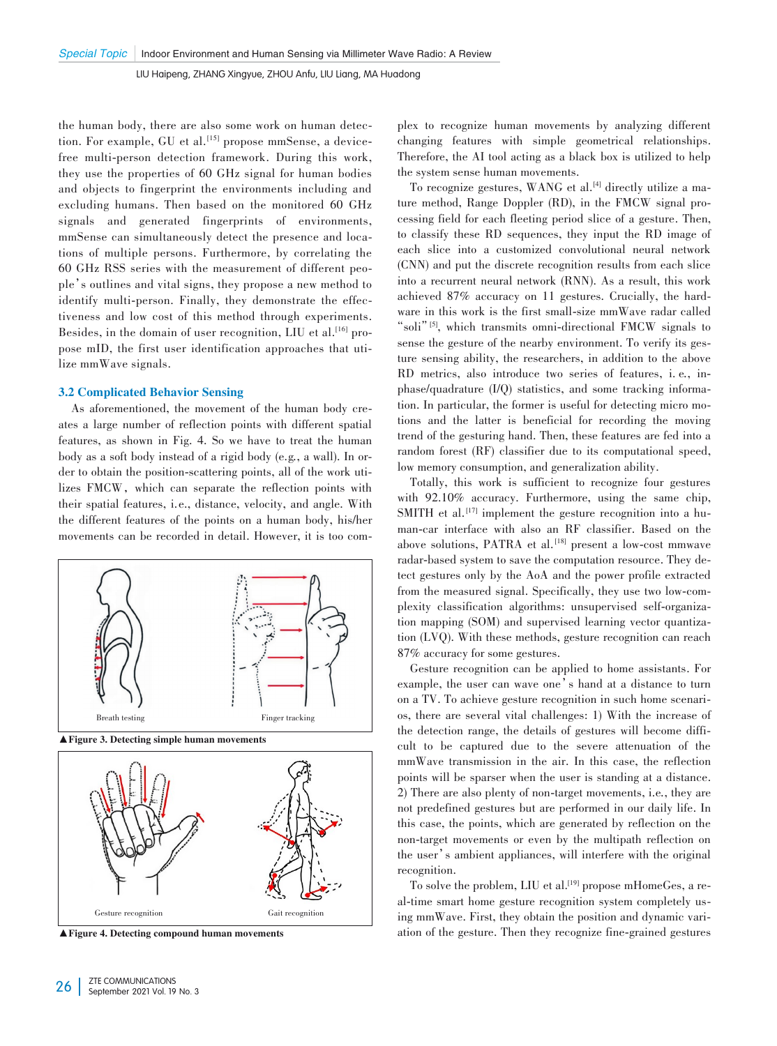the human body, there are also some work on human detection. For example, GU et al.[15] propose mmSense, a device-free multi-person detection framework. During this work, they use the properties of 60 GHz signal for human bodies and objects to fingerprint the environments including and excluding humans. Then based on the monitored 60 GHz signals and generated fingerprints of environments, mmSense can simultaneously detect the presence and locations of multiple persons. Furthermore, by correlating the 60 GHz RSS series with the measurement of different people's outlines and vital signs, they propose a new method to identify multi-person. Finally, they demonstrate the effectiveness and low cost of this method through experiments. Besides, in the domain of user recognition, LIU et al.[16] propose mID, the first user identification approaches that utilize mmWave signals.

### 3.2 Complicated Behavior Sensing

As aforementioned, the movement of the human body creates a large number of reflection points with different spatial features, as shown in Fig. 4. So we have to treat the human body as a soft body instead of a rigid body (e.g., a wall). In order to obtain the position-scattering points, all of the work utilizes FMCW, which can separate the reflection points with their spatial features, i.e., distance, velocity, and angle. With the different features of the points on a human body, his/her movements can be recorded in detail. However, it is too complex to recognize human movements by analyzing different changing features with simple geometrical relationships. Therefore, the AI tool acting as a black box is utilized to help the system sense human movements.

Breath testing    Finger tracking

▲Figure 3. Detecting simple human movements

Gesture recognition    Gait recognition

▲Figure 4. Detecting compound human movements

To recognize gestures, WANG et al.[4] directly utilize a mature method, Range Doppler (RD), in the FMCW signal processing field for each fleeting period slice of a gesture. Then, to classify these RD sequences, they input the RD image of each slice into a customized convolutional neural network (CNN) and put the discrete recognition results from each slice into a recurrent neural network (RNN). As a result, this work achieved 87% accuracy on 11 gestures. Crucially, the hardware in this work is the first small-size mmWave radar called "soli"[5], which transmits omni-directional FMCW signals to sense the gesture of the nearby environment. To verify its gesture sensing ability, the researchers, in addition to the above RD metrics, also introduce two series of features, i. e., in-phase/quadrature (I/Q) statistics, and some tracking information. In particular, the former is useful for detecting micro motions and the latter is beneficial for recording the moving trend of the gesturing hand. Then, these features are fed into a random forest (RF) classifier due to its computational speed, low memory consumption, and generalization ability.

Totally, this work is sufficient to recognize four gestures with 92.10% accuracy. Furthermore, using the same chip, SMITH et al.[17] implement the gesture recognition into a human-car interface with also an RF classifier. Based on the above solutions, PATRA et al.[18] present a low-cost mmwave radar-based system to save the computation resource. They detect gestures only by the AoA and the power profile extracted from the measured signal. Specifically, they use two low-complexity classification algorithms: unsupervised self-organization mapping (SOM) and supervised learning vector quantization (LVQ). With these methods, gesture recognition can reach 87% accuracy for some gestures.

Gesture recognition can be applied to home assistants. For example, the user can wave one's hand at a distance to turn on a TV. To achieve gesture recognition in such home scenarios, there are several vital challenges: 1) With the increase of the detection range, the details of gestures will become difficult to be captured due to the severe attenuation of the mmWave transmission in the air. In this case, the reflection points will be sparser when the user is standing at a distance. 2) There are also plenty of non-target movements, i.e., they are not predefined gestures but are performed in our daily life. In this case, the points, which are generated by reflection on the non-target movements or even by the multipath reflection on the user's ambient appliances, will interfere with the original recognition.

To solve the problem, LIU et al.[19] propose mHomeGes, a real-time smart home gesture recognition system completely using mmWave. First, they obtain the position and dynamic variation of the gesture. Then they recognize fine-grained gestures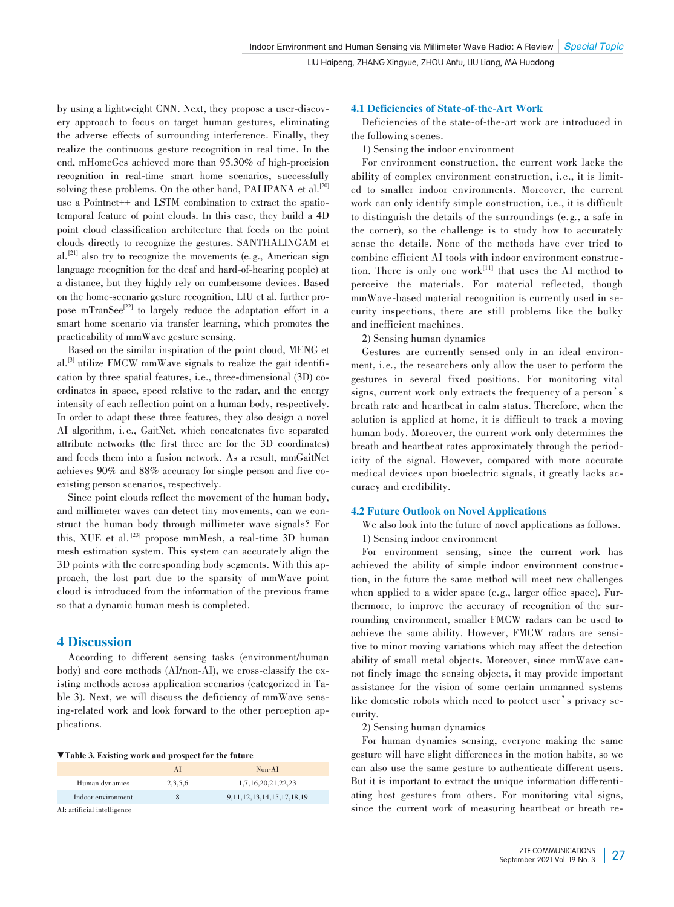by using a lightweight CNN. Next, they propose a user-discovery approach to focus on target human gestures, eliminating the adverse effects of surrounding interference. Finally, they realize the continuous gesture recognition in real time. In the end, mHomeGes achieved more than 95.30% of high-precision recognition in real-time smart home scenarios, successfully solving these problems. On the other hand, PALIPANA et al.[20] use a Pointnet++ and LSTM combination to extract the spatio-temporal feature of point clouds. In this case, they build a 4D point cloud classification architecture that feeds on the point clouds directly to recognize the gestures. SANTHALINGAM et al.[21] also try to recognize the movements (e.g., American sign language recognition for the deaf and hard-of-hearing people) at a distance, but they highly rely on cumbersome devices. Based on the home-scenario gesture recognition, LIU et al. further propose mTranSee[22] to largely reduce the adaptation effort in a smart home scenario via transfer learning, which promotes the practicability of mmWave gesture sensing.

Based on the similar inspiration of the point cloud, MENG et al.[3] utilize FMCW mmWave signals to realize the gait identification by three spatial features, i.e., three-dimensional (3D) coordinates in space, speed relative to the radar, and the energy intensity of each reflection point on a human body, respectively. In order to adapt these three features, they also design a novel AI algorithm, i.e., GaitNet, which concatenates five separated attribute networks (the first three are for the 3D coordinates) and feeds them into a fusion network. As a result, mmGaitNet achieves 90% and 88% accuracy for single person and five coexisting person scenarios, respectively.

Since point clouds reflect the movement of the human body, and millimeter waves can detect tiny movements, can we construct the human body through millimeter wave signals? For this, XUE et al.[23] propose mmMesh, a real-time 3D human mesh estimation system. This system can accurately align the 3D points with the corresponding body segments. With this approach, the lost part due to the sparsity of mmWave point cloud is introduced from the information of the previous frame so that a dynamic human mesh is completed.

# 4 Discussion

According to different sensing tasks (environment/human body) and core methods (AI/non-AI), we cross-classify the existing methods across application scenarios (categorized in Table 3). Next, we will discuss the deficiency of mmWave sensing-related work and look forward to the other perception applications.

**▼Table 3. Existing work and prospect for the future**

| | AI | Non-AI |
|---|---|---|
| Human dynamics | 2,3,5,6 | 1,7,16,20,21,22,23 |
| Indoor environment | 8 | 9,11,12,13,14,15,17,18,19 |

AI: artificial intelligence

## 4.1 Deficiencies of State-of-the-Art Work

Deficiencies of the state-of-the-art work are introduced in the following scenes.

1) Sensing the indoor environment

For environment construction, the current work lacks the ability of complex environment construction, i.e., it is limited to smaller indoor environments. Moreover, the current work can only identify simple construction, i.e., it is difficult to distinguish the details of the surroundings (e.g., a safe in the corner), so the challenge is to study how to accurately sense the details. None of the methods have ever tried to combine efficient AI tools with indoor environment construction. There is only one work[11] that uses the AI method to perceive the materials. For material reflected, though mmWave-based material recognition is currently used in security inspections, there are still problems like the bulky and inefficient machines.

2) Sensing human dynamics

Gestures are currently sensed only in an ideal environment, i.e., the researchers only allow the user to perform the gestures in several fixed positions. For monitoring vital signs, current work only extracts the frequency of a person's breath rate and heartbeat in calm status. Therefore, when the solution is applied at home, it is difficult to track a moving human body. Moreover, the current work only determines the breath and heartbeat rates approximately through the periodicity of the signal. However, compared with more accurate medical devices upon bioelectric signals, it greatly lacks accuracy and credibility.

## 4.2 Future Outlook on Novel Applications

We also look into the future of novel applications as follows.

1) Sensing indoor environment

For environment sensing, since the current work has achieved the ability of simple indoor environment construction, in the future the same method will meet new challenges when applied to a wider space (e.g., larger office space). Furthermore, to improve the accuracy of recognition of the surrounding environment, smaller FMCW radars can be used to achieve the same ability. However, FMCW radars are sensitive to minor moving variations which may affect the detection ability of small metal objects. Moreover, since mmWave cannot finely image the sensing objects, it may provide important assistance for the vision of some certain unmanned systems like domestic robots which need to protect user's privacy security.

2) Sensing human dynamics

For human dynamics sensing, everyone making the same gesture will have slight differences in the motion habits, so we can also use the same gesture to authenticate different users. But it is important to extract the unique information differentiating host gestures from others. For monitoring vital signs, since the current work of measuring heartbeat or breath re-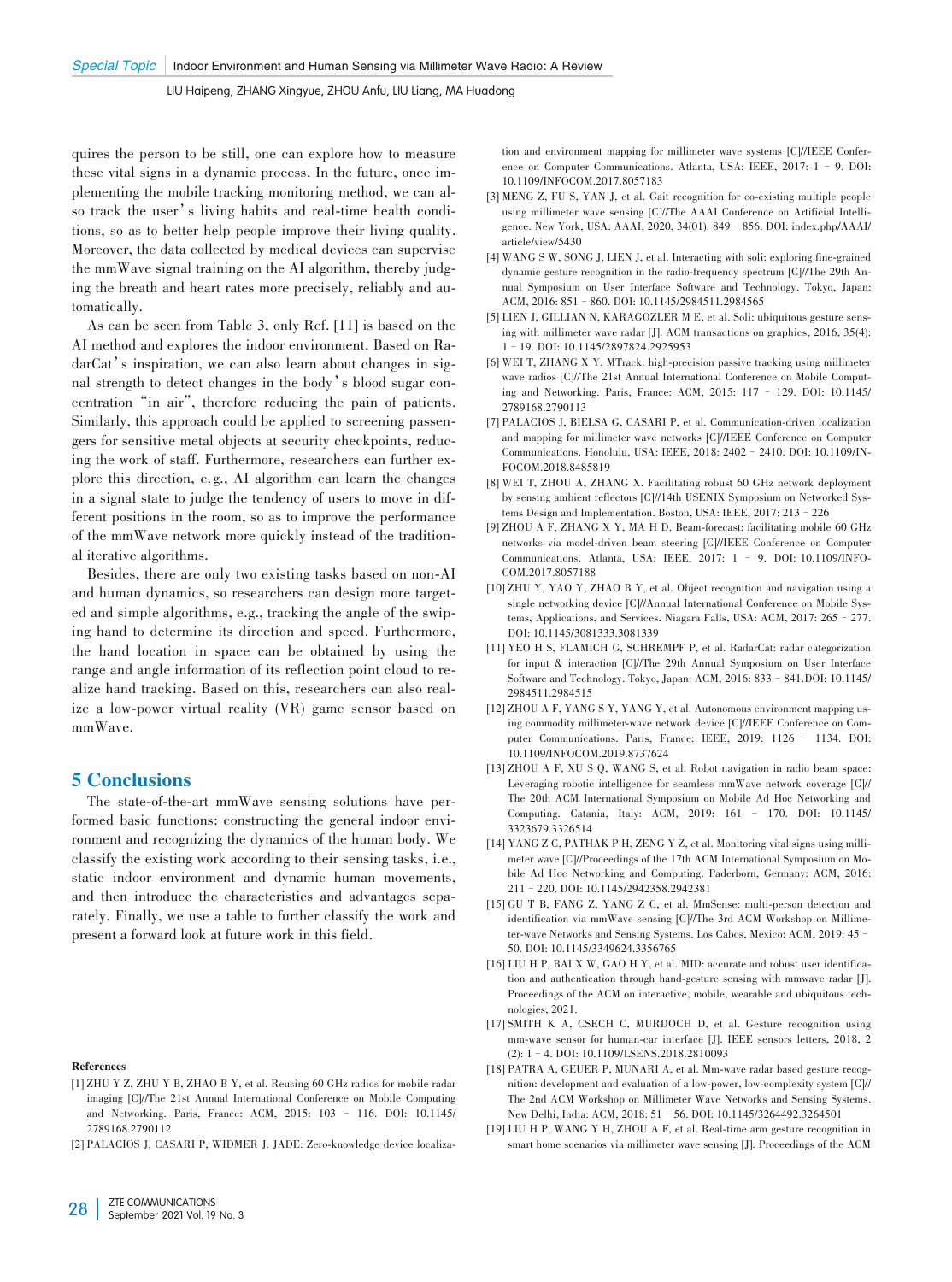quires the person to be still, one can explore how to measure these vital signs in a dynamic process. In the future, once implementing the mobile tracking monitoring method, we can also track the user's living habits and real-time health conditions, so as to better help people improve their living quality. Moreover, the data collected by medical devices can supervise the mmWave signal training on the AI algorithm, thereby judging the breath and heart rates more precisely, reliably and automatically.

As can be seen from Table 3, only Ref. [11] is based on the AI method and explores the indoor environment. Based on RadarCat's inspiration, we can also learn about changes in signal strength to detect changes in the body's blood sugar concentration "in air", therefore reducing the pain of patients. Similarly, this approach could be applied to screening passengers for sensitive metal objects at security checkpoints, reducing the work of staff. Furthermore, researchers can further explore this direction, e.g., AI algorithm can learn the changes in a signal state to judge the tendency of users to move in different positions in the room, so as to improve the performance of the mmWave network more quickly instead of the traditional iterative algorithms.

Besides, there are only two existing tasks based on non-AI and human dynamics, so researchers can design more targeted and simple algorithms, e.g., tracking the angle of the swiping hand to determine its direction and speed. Furthermore, the hand location in space can be obtained by using the range and angle information of its reflection point cloud to realize hand tracking. Based on this, researchers can also realize a low-power virtual reality (VR) game sensor based on mmWave.

## 5 Conclusions

The state-of-the-art mmWave sensing solutions have performed basic functions: constructing the general indoor environment and recognizing the dynamics of the human body. We classify the existing work according to their sensing tasks, i.e., static indoor environment and dynamic human movements, and then introduce the characteristics and advantages separately. Finally, we use a table to further classify the work and present a forward look at future work in this field.

**References**

[1] ZHU Y Z, ZHU Y B, ZHAO B Y, et al. Reusing 60 GHz radios for mobile radar imaging [C]//The 21st Annual International Conference on Mobile Computing and Networking. Paris, France: ACM, 2015: 103 – 116. DOI: 10.1145/2789168.2790112

[2] PALACIOS J, CASARI P, WIDMER J. JADE: Zero-knowledge device localization and environment mapping for millimeter wave systems [C]//IEEE Conference on Computer Communications. Atlanta, USA: IEEE, 2017: 1 – 9. DOI: 10.1109/INFOCOM.2017.8057183

[3] MENG Z, FU S, YAN J, et al. Gait recognition for co-existing multiple people using millimeter wave sensing [C]//The AAAI Conference on Artificial Intelligence. New York, USA: AAAI, 2020, 34(01): 849 – 856. DOI: index.php/AAAI/article/view/5430

[4] WANG S W, SONG J, LIEN J, et al. Interacting with soli: exploring fine-grained dynamic gesture recognition in the radio-frequency spectrum [C]//The 29th Annual Symposium on User Interface Software and Technology. Tokyo, Japan: ACM, 2016: 851 – 860. DOI: 10.1145/2984511.2984565

[5] LIEN J, GILLIAN N, KARAGOZLER M E, et al. Soli: ubiquitous gesture sensing with millimeter wave radar [J]. ACM transactions on graphics, 2016, 35(4): 1 – 19. DOI: 10.1145/2897824.2925953

[6] WEI T, ZHANG X Y. MTrack: high-precision passive tracking using millimeter wave radios [C]//The 21st Annual International Conference on Mobile Computing and Networking. Paris, France: ACM, 2015: 117 – 129. DOI: 10.1145/2789168.2790113

[7] PALACIOS J, BIELSA G, CASARI P, et al. Communication-driven localization and mapping for millimeter wave networks [C]//IEEE Conference on Computer Communications. Honolulu, USA: IEEE, 2018: 2402 – 2410. DOI: 10.1109/INFOCOM.2018.8485819

[8] WEI T, ZHOU A, ZHANG X. Facilitating robust 60 GHz network deployment by sensing ambient reflectors [C]//14th USENIX Symposium on Networked Systems Design and Implementation. Boston, USA: IEEE, 2017: 213 – 226

[9] ZHOU A F, ZHANG X Y, MA H D. Beam-forecast: facilitating mobile 60 GHz networks via model-driven beam steering [C]//IEEE Conference on Computer Communications. Atlanta, USA: IEEE, 2017: 1 – 9. DOI: 10.1109/INFOCOM.2017.8057188

[10] ZHU Y, YAO Y, ZHAO B Y, et al. Object recognition and navigation using a single networking device [C]//Annual International Conference on Mobile Systems, Applications, and Services. Niagara Falls, USA: ACM, 2017: 265 – 277. DOI: 10.1145/3081333.3081339

[11] YEO H S, FLAMICH G, SCHREMPF P, et al. RadarCat: radar categorization for input & interaction [C]//The 29th Annual Symposium on User Interface Software and Technology. Tokyo, Japan: ACM, 2016: 833 – 841.DOI: 10.1145/2984511.2984515

[12] ZHOU A F, YANG S Y, YANG Y, et al. Autonomous environment mapping using commodity millimeter-wave network device [C]//IEEE Conference on Computer Communications. Paris, France: IEEE, 2019: 1126 – 1134. DOI: 10.1109/INFOCOM.2019.8737624

[13] ZHOU A F, XU S Q, WANG S, et al. Robot navigation in radio beam space: Leveraging robotic intelligence for seamless mmWave network coverage [C]//The 20th ACM International Symposium on Mobile Ad Hoc Networking and Computing. Catania, Italy: ACM, 2019: 161 – 170. DOI: 10.1145/3323679.3326514

[14] YANG Z C, PATHAK P H, ZENG Y Z, et al. Monitoring vital signs using millimeter wave [C]//Proceedings of the 17th ACM International Symposium on Mobile Ad Hoc Networking and Computing. Paderborn, Germany: ACM, 2016: 211 – 220. DOI: 10.1145/2942358.2942381

[15] GU T B, FANG Z, YANG Z C, et al. MmSense: multi-person detection and identification via mmWave sensing [C]//The 3rd ACM Workshop on Millimeter-wave Networks and Sensing Systems. Los Cabos, Mexico: ACM, 2019: 45 – 50. DOI: 10.1145/3349624.3356765

[16] LIU H P, BAI X W, GAO H Y, et al. MID: accurate and robust user identification and authentication through hand-gesture sensing with mmwave radar [J]. Proceedings of the ACM on interactive, mobile, wearable and ubiquitous technologies, 2021.

[17] SMITH K A, CSECH C, MURDOCH D, et al. Gesture recognition using mm-wave sensor for human-car interface [J]. IEEE sensors letters, 2018, 2 (2): 1 – 4. DOI: 10.1109/LSENS.2018.2810093

[18] PATRA A, GEUER P, MUNARI A, et al. Mm-wave radar based gesture recognition: development and evaluation of a low-power, low-complexity system [C]//The 2nd ACM Workshop on Millimeter Wave Networks and Sensing Systems. New Delhi, India: ACM, 2018: 51 – 56. DOI: 10.1145/3264492.3264501

[19] LIU H P, WANG Y H, ZHOU A F, et al. Real-time arm gesture recognition in smart home scenarios via millimeter wave sensing [J]. Proceedings of the ACM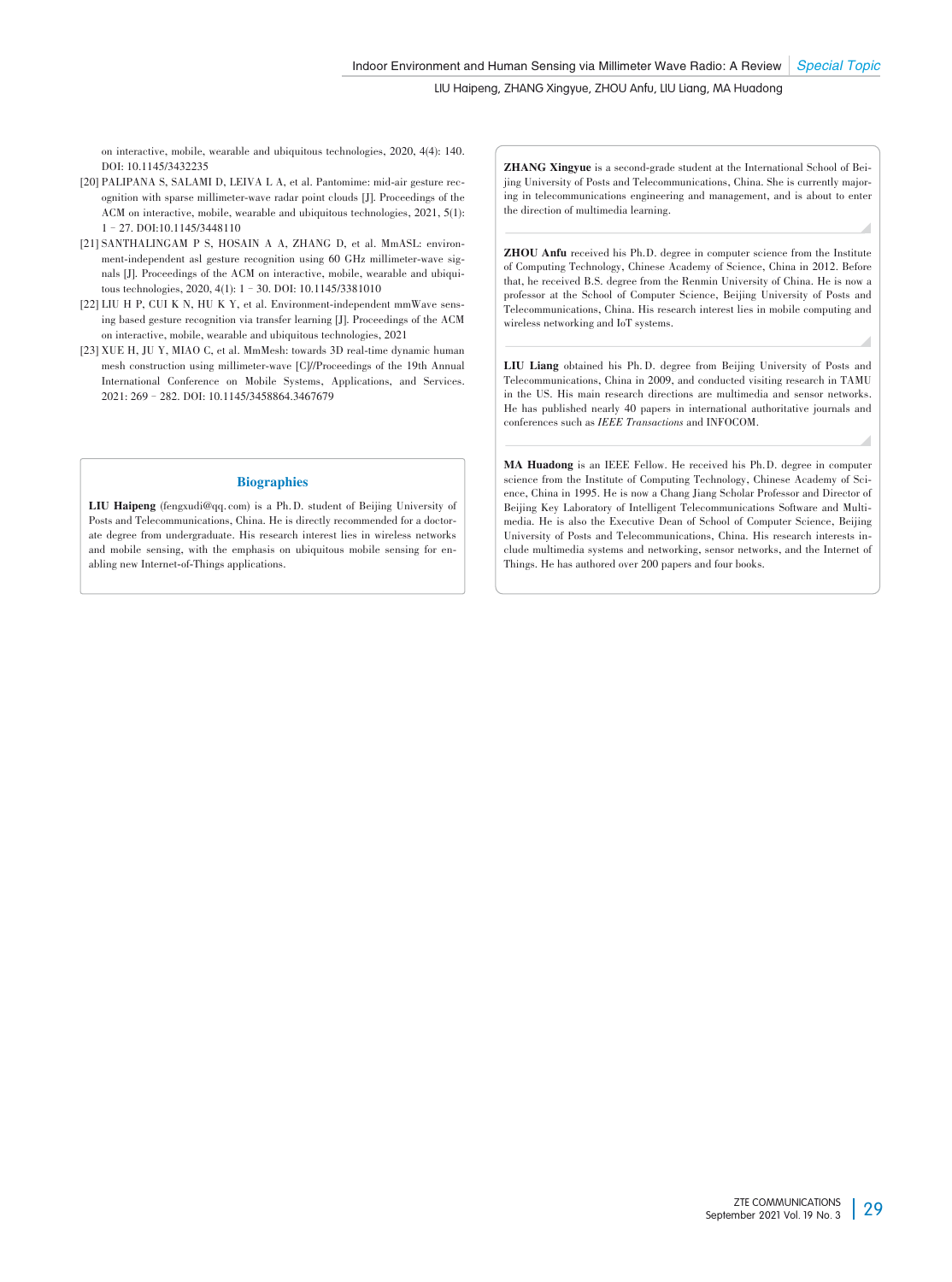on interactive, mobile, wearable and ubiquitous technologies, 2020, 4(4): 140. DOI: 10.1145/3432235

[20] PALIPANA S, SALAMI D, LEIVA L A, et al. Pantomime: mid-air gesture recognition with sparse millimeter-wave radar point clouds [J]. Proceedings of the ACM on interactive, mobile, wearable and ubiquitous technologies, 2021, 5(1): 1–27. DOI:10.1145/3448110

[21] SANTHALINGAM P S, HOSAIN A A, ZHANG D, et al. MmASL: environment-independent asl gesture recognition using 60 GHz millimeter-wave signals [J]. Proceedings of the ACM on interactive, mobile, wearable and ubiquitous technologies, 2020, 4(1): 1–30. DOI: 10.1145/3381010

[22] LIU H P, CUI K N, HU K Y, et al. Environment-independent mmWave sensing based gesture recognition via transfer learning [J]. Proceedings of the ACM on interactive, mobile, wearable and ubiquitous technologies, 2021

[23] XUE H, JU Y, MIAO C, et al. MmMesh: towards 3D real-time dynamic human mesh construction using millimeter-wave [C]//Proceedings of the 19th Annual International Conference on Mobile Systems, Applications, and Services. 2021: 269–282. DOI: 10.1145/3458864.3467679

## Biographies

**LIU Haipeng** (fengxudi@qq.com) is a Ph.D. student of Beijing University of Posts and Telecommunications, China. He is directly recommended for a doctorate degree from undergraduate. His research interest lies in wireless networks and mobile sensing, with the emphasis on ubiquitous mobile sensing for enabling new Internet-of-Things applications.

**ZHANG Xingyue** is a second-grade student at the International School of Beijing University of Posts and Telecommunications, China. She is currently majoring in telecommunications engineering and management, and is about to enter the direction of multimedia learning.

**ZHOU Anfu** received his Ph.D. degree in computer science from the Institute of Computing Technology, Chinese Academy of Science, China in 2012. Before that, he received B.S. degree from the Renmin University of China. He is now a professor at the School of Computer Science, Beijing University of Posts and Telecommunications, China. His research interest lies in mobile computing and wireless networking and IoT systems.

**LIU Liang** obtained his Ph.D. degree from Beijing University of Posts and Telecommunications, China in 2009, and conducted visiting research in TAMU in the US. His main research directions are multimedia and sensor networks. He has published nearly 40 papers in international authoritative journals and conferences such as *IEEE Transactions* and INFOCOM.

**MA Huadong** is an IEEE Fellow. He received his Ph.D. degree in computer science from the Institute of Computing Technology, Chinese Academy of Science, China in 1995. He is now a Chang Jiang Scholar Professor and Director of Beijing Key Laboratory of Intelligent Telecommunications Software and Multimedia. He is also the Executive Dean of School of Computer Science, Beijing University of Posts and Telecommunications, China. His research interests include multimedia systems and networking, sensor networks, and the Internet of Things. He has authored over 200 papers and four books.